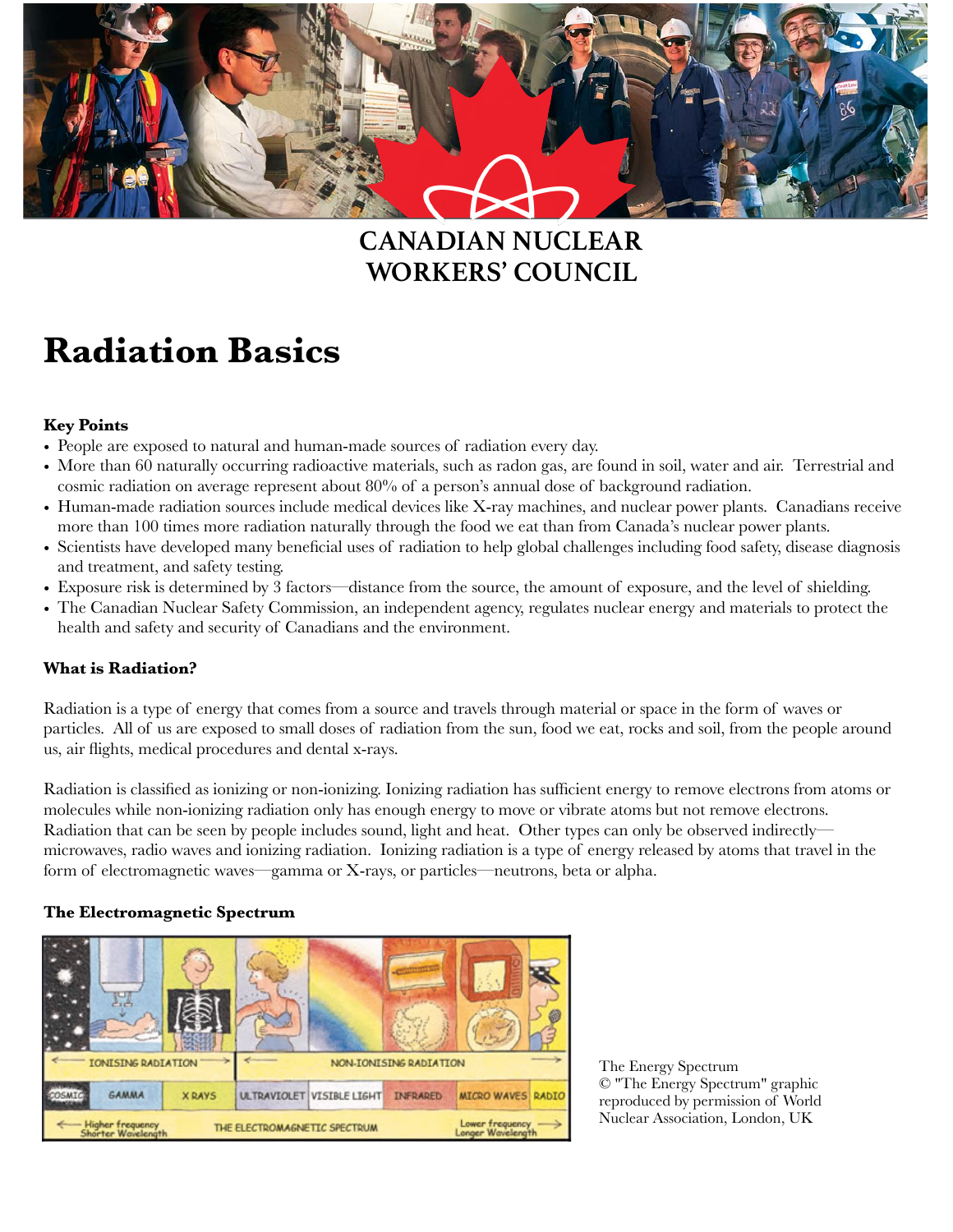# CANADIAN NUCLEAR WORKERS' COUNCIL

# Radiation Basics

**Key Points**

- People are exposed to natural and human-made sources of radiation every day.
- More than 60 naturally occurring radioactive materials, such as radon gas, are found in soil, water and air. Terrestrial and cosmic radiation on average represent about 80% of a person's annual dose of background radiation.
- Human-made radiation sources include medical devices like X-ray machines, and nuclear power plants. Canadians receive more than 100 times more radiation naturally through the food we eat than from Canada's nuclear power plants.
- Scientists have developed many beneficial uses of radiation to help global challenges including food safety, disease diagnosis and treatment, and safety testing.
- Exposure risk is determined by 3 factors—distance from the source, the amount of exposure, and the level of shielding.
- The Canadian Nuclear Safety Commission, an independent agency, regulates nuclear energy and materials to protect the health and safety and security of Canadians and the environment.

**What is Radiation?**

Radiation is a type of energy that comes from a source and travels through material or space in the form of waves or particles. All of us are exposed to small doses of radiation from the sun, food we eat, rocks and soil, from the people around us, air flights, medical procedures and dental x-rays.

Radiation is classified as ionizing or non-ionizing. Ionizing radiation has sufficient energy to remove electrons from atoms or molecules while non-ionizing radiation only has enough energy to move or vibrate atoms but not remove electrons. Radiation that can be seen by people includes sound, light and heat. Other types can only be observed indirectly—microwaves, radio waves and ionizing radiation. Ionizing radiation is a type of energy released by atoms that travel in the form of electromagnetic waves—gamma or X-rays, or particles—neutrons, beta or alpha.

**The Electromagnetic Spectrum**

The Energy Spectrum
© "The Energy Spectrum" graphic reproduced by permission of World Nuclear Association, London, UK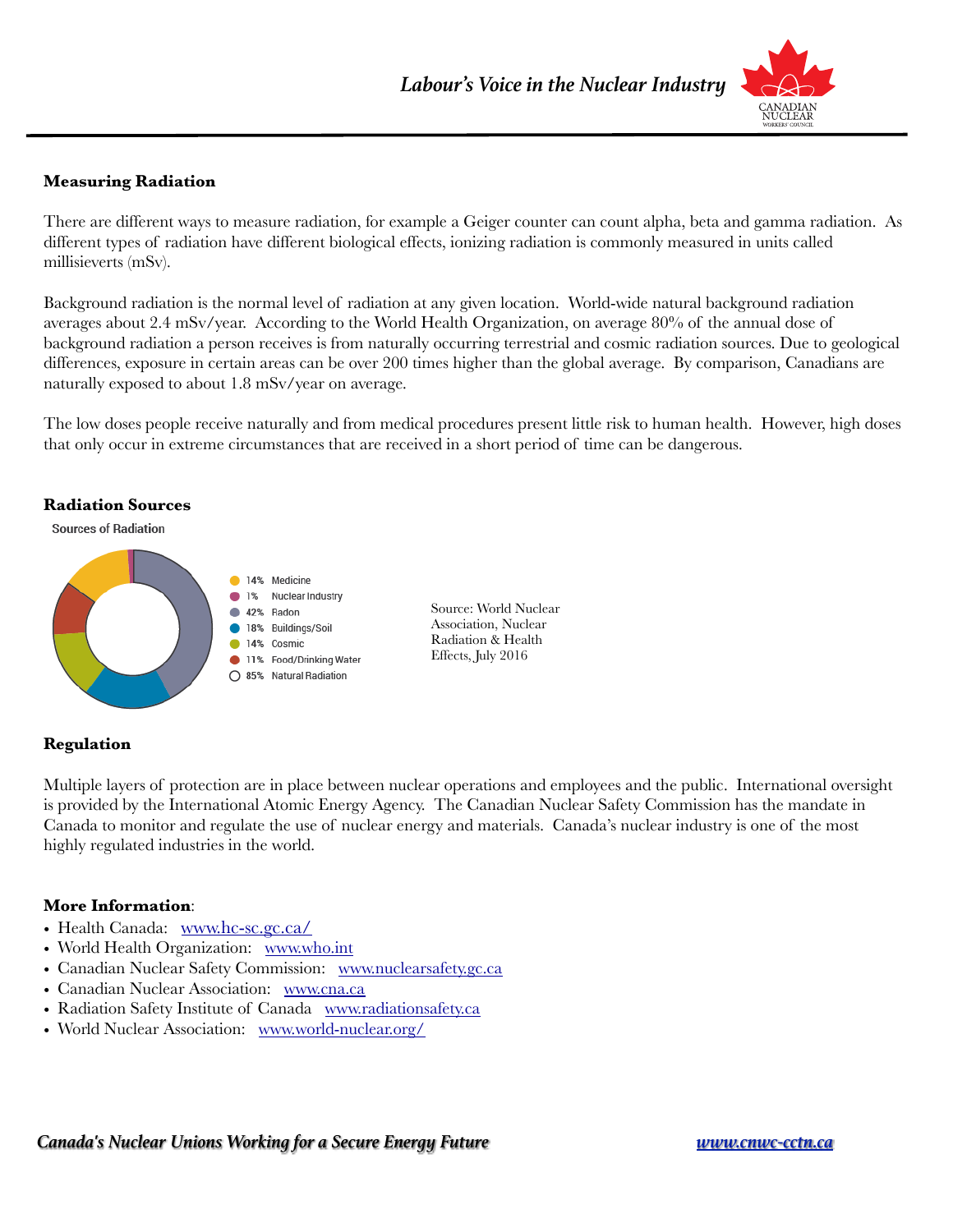## Measuring Radiation

There are different ways to measure radiation, for example a Geiger counter can count alpha, beta and gamma radiation. As different types of radiation have different biological effects, ionizing radiation is commonly measured in units called millisieverts (mSv).

Background radiation is the normal level of radiation at any given location. World-wide natural background radiation averages about 2.4 mSv/year. According to the World Health Organization, on average 80% of the annual dose of background radiation a person receives is from naturally occurring terrestrial and cosmic radiation sources. Due to geological differences, exposure in certain areas can be over 200 times higher than the global average. By comparison, Canadians are naturally exposed to about 1.8 mSv/year on average.

The low doses people receive naturally and from medical procedures present little risk to human health. However, high doses that only occur in extreme circumstances that are received in a short period of time can be dangerous.

## Radiation Sources

Sources of Radiation

14% Medicine
1% Nuclear Industry
42% Radon
18% Buildings/Soil
14% Cosmic
11% Food/Drinking Water
85% Natural Radiation

Source: World Nuclear Association, Nuclear Radiation & Health Effects, July 2016

## Regulation

Multiple layers of protection are in place between nuclear operations and employees and the public. International oversight is provided by the International Atomic Energy Agency. The Canadian Nuclear Safety Commission has the mandate in Canada to monitor and regulate the use of nuclear energy and materials. Canada's nuclear industry is one of the most highly regulated industries in the world.

**More Information**:

- Health Canada: [www.hc-sc.gc.ca/](www.hc-sc.gc.ca/)
- World Health Organization: [www.who.int](www.who.int)
- Canadian Nuclear Safety Commission: [www.nuclearsafety.gc.ca](www.nuclearsafety.gc.ca)
- Canadian Nuclear Association: [www.cna.ca](www.cna.ca)
- Radiation Safety Institute of Canada [www.radiationsafety.ca](www.radiationsafety.ca)
- World Nuclear Association: [www.world-nuclear.org/](www.world-nuclear.org/)